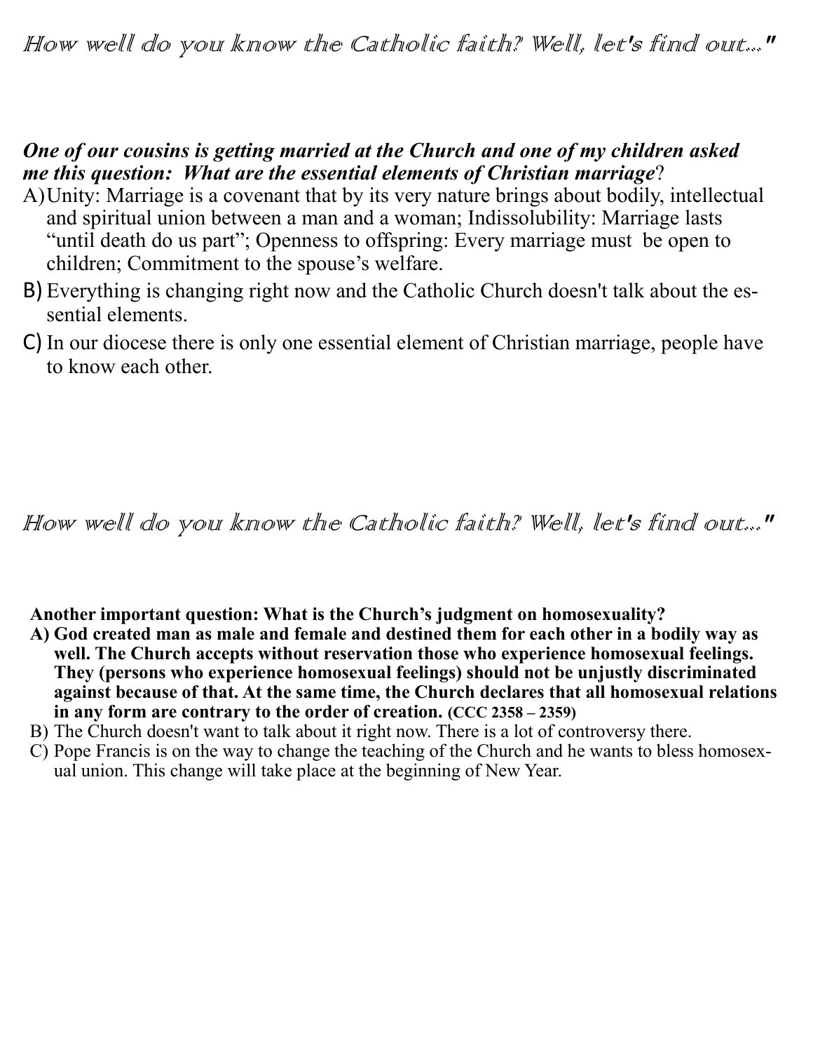*How well do you know the Catholic faith? Well, let's find out..."*

***One of our cousins is getting married at the Church and one of my children asked me this question: What are the essential elements of Christian marriage*?**

A) Unity: Marriage is a covenant that by its very nature brings about bodily, intellectual and spiritual union between a man and a woman; Indissolubility: Marriage lasts "until death do us part"; Openness to offspring: Every marriage must be open to children; Commitment to the spouse's welfare.

B) Everything is changing right now and the Catholic Church doesn't talk about the essential elements.

C) In our diocese there is only one essential element of Christian marriage, people have to know each other.

*How well do you know the Catholic faith? Well, let's find out..."*

**Another important question: What is the Church's judgment on homosexuality?**

**A) God created man as male and female and destined them for each other in a bodily way as well. The Church accepts without reservation those who experience homosexual feelings. They (persons who experience homosexual feelings) should not be unjustly discriminated against because of that. At the same time, the Church declares that all homosexual relations in any form are contrary to the order of creation. (CCC 2358 – 2359)**

B) The Church doesn't want to talk about it right now. There is a lot of controversy there.

C) Pope Francis is on the way to change the teaching of the Church and he wants to bless homosexual union. This change will take place at the beginning of New Year.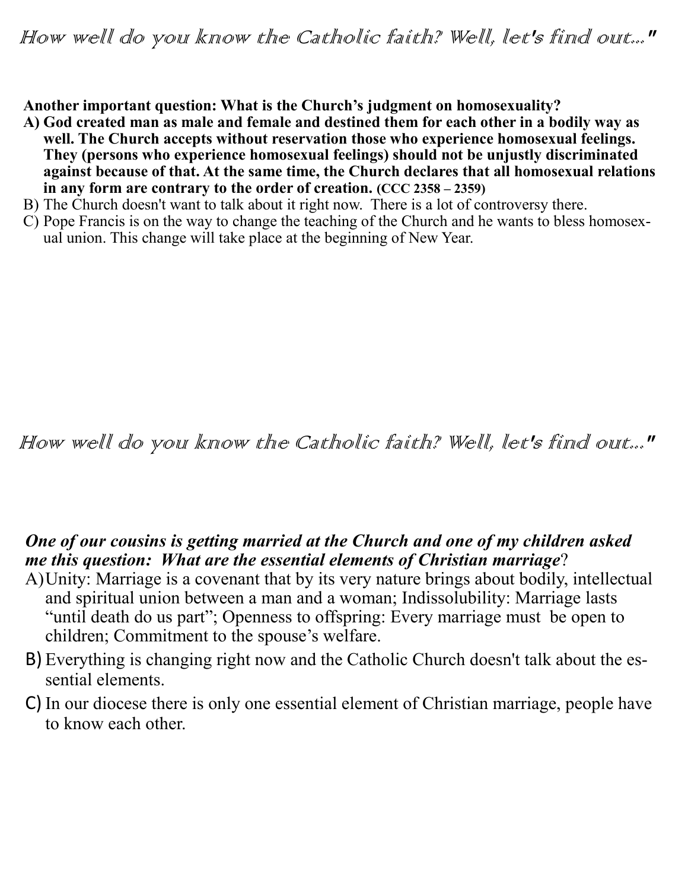*How well do you know the Catholic faith? Well, let's find out..."*

**Another important question: What is the Church's judgment on homosexuality?**

**A) God created man as male and female and destined them for each other in a bodily way as well. The Church accepts without reservation those who experience homosexual feelings. They (persons who experience homosexual feelings) should not be unjustly discriminated against because of that. At the same time, the Church declares that all homosexual relations in any form are contrary to the order of creation. (CCC 2358 – 2359)**

B) The Church doesn't want to talk about it right now. There is a lot of controversy there.

C) Pope Francis is on the way to change the teaching of the Church and he wants to bless homosexual union. This change will take place at the beginning of New Year.

*How well do you know the Catholic faith? Well, let's find out..."*

***One of our cousins is getting married at the Church and one of my children asked me this question: What are the essential elements of Christian marriage*?**

A) Unity: Marriage is a covenant that by its very nature brings about bodily, intellectual and spiritual union between a man and a woman; Indissolubility: Marriage lasts "until death do us part"; Openness to offspring: Every marriage must be open to children; Commitment to the spouse's welfare.

B) Everything is changing right now and the Catholic Church doesn't talk about the essential elements.

C) In our diocese there is only one essential element of Christian marriage, people have to know each other.